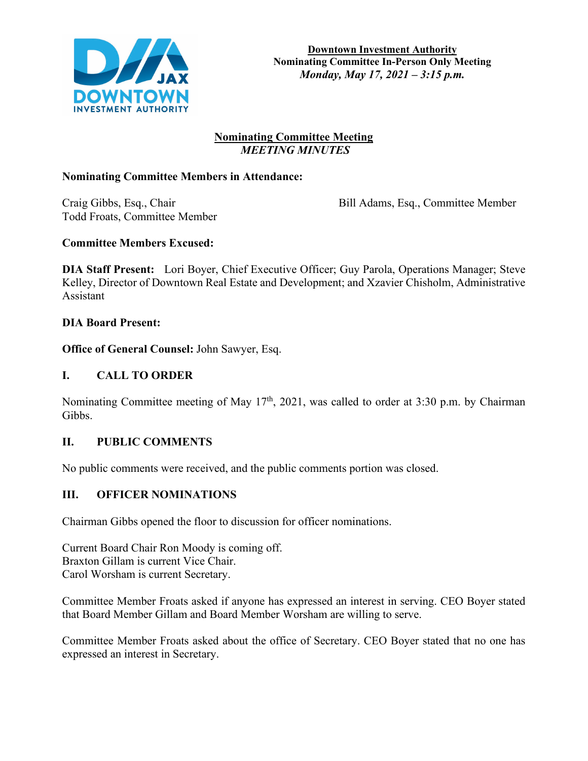**Downtown Investment Authority**
**Nominating Committee In-Person Only Meeting**
***Monday, May 17, 2021 – 3:15 p.m.***

## Nominating Committee Meeting
***MEETING MINUTES***

**Nominating Committee Members in Attendance:**

Craig Gibbs, Esq., Chair
Todd Froats, Committee Member
Bill Adams, Esq., Committee Member

**Committee Members Excused:**

**DIA Staff Present:** Lori Boyer, Chief Executive Officer; Guy Parola, Operations Manager; Steve Kelley, Director of Downtown Real Estate and Development; and Xzavier Chisholm, Administrative Assistant

**DIA Board Present:**

**Office of General Counsel:** John Sawyer, Esq.

## I. CALL TO ORDER

Nominating Committee meeting of May 17th, 2021, was called to order at 3:30 p.m. by Chairman Gibbs.

## II. PUBLIC COMMENTS

No public comments were received, and the public comments portion was closed.

## III. OFFICER NOMINATIONS

Chairman Gibbs opened the floor to discussion for officer nominations.

Current Board Chair Ron Moody is coming off.
Braxton Gillam is current Vice Chair.
Carol Worsham is current Secretary.

Committee Member Froats asked if anyone has expressed an interest in serving. CEO Boyer stated that Board Member Gillam and Board Member Worsham are willing to serve.

Committee Member Froats asked about the office of Secretary. CEO Boyer stated that no one has expressed an interest in Secretary.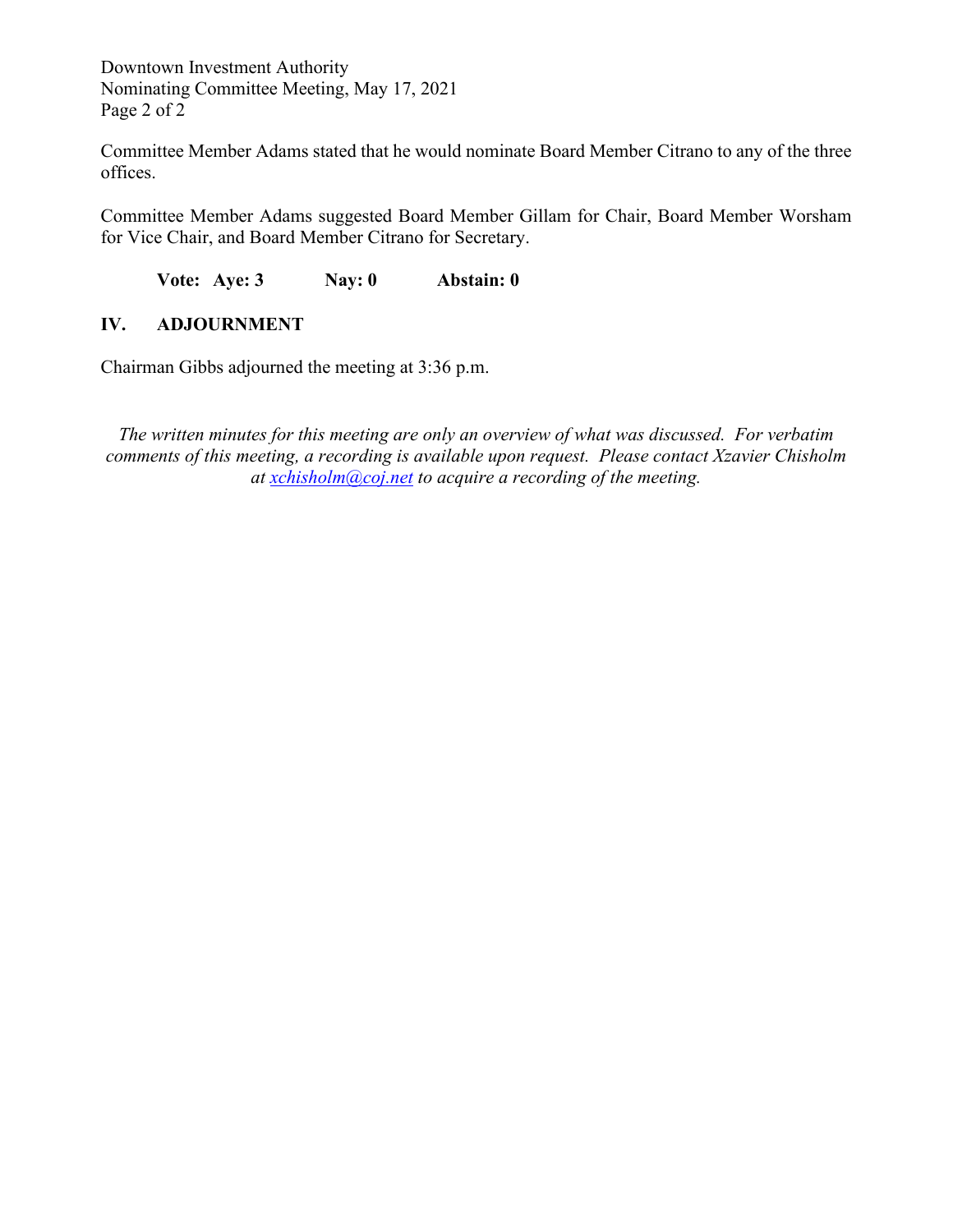Committee Member Adams stated that he would nominate Board Member Citrano to any of the three offices.

Committee Member Adams suggested Board Member Gillam for Chair, Board Member Worsham for Vice Chair, and Board Member Citrano for Secretary.

**Vote: Aye: 3 Nay: 0 Abstain: 0**

## IV. ADJOURNMENT

Chairman Gibbs adjourned the meeting at 3:36 p.m.

*The written minutes for this meeting are only an overview of what was discussed. For verbatim comments of this meeting, a recording is available upon request. Please contact Xzavier Chisholm at [xchisholm@coj.net](mailto:xchisholm@coj.net) to acquire a recording of the meeting.*